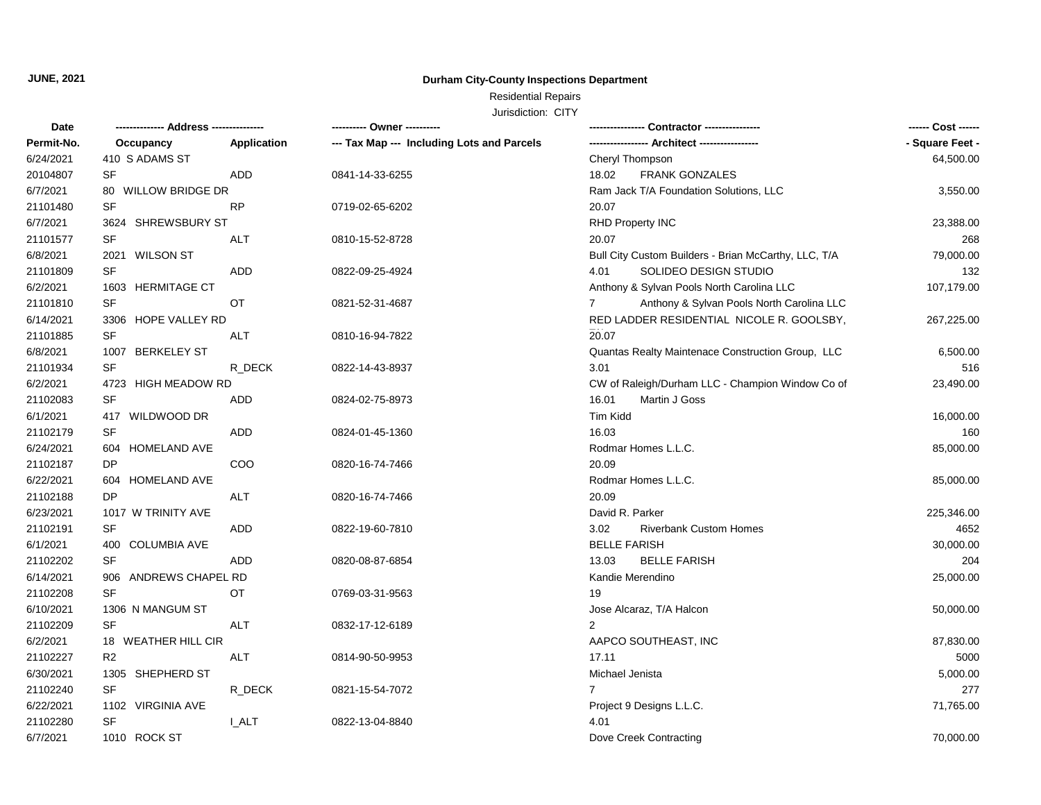**JUNE, 2021**

# Durham City-County Inspections Department

Residential Repairs

Jurisdiction: CITY

| Date | -------------- Address --------------- | | ---------- Owner ---------- | ---------------- Contractor ---------------- | ------ Cost ------ |
|---|---|---|---|---|---|
| Permit-No. | Occupancy | Application | --- Tax Map --- Including Lots and Parcels | ----------------- Architect ----------------- | - Square Feet - |
| 6/24/2021 | 410 S ADAMS ST | | | Cheryl Thompson | 64,500.00 |
| 20104807 | SF | ADD | 0841-14-33-6255 | 18.02 FRANK GONZALES | |
| 6/7/2021 | 80 WILLOW BRIDGE DR | | | Ram Jack T/A Foundation Solutions, LLC | 3,550.00 |
| 21101480 | SF | RP | 0719-02-65-6202 | 20.07 | |
| 6/7/2021 | 3624 SHREWSBURY ST | | | RHD Property INC | 23,388.00 |
| 21101577 | SF | ALT | 0810-15-52-8728 | 20.07 | 268 |
| 6/8/2021 | 2021 WILSON ST | | | Bull City Custom Builders - Brian McCarthy, LLC, T/A | 79,000.00 |
| 21101809 | SF | ADD | 0822-09-25-4924 | 4.01 SOLIDEO DESIGN STUDIO | 132 |
| 6/2/2021 | 1603 HERMITAGE CT | | | Anthony & Sylvan Pools North Carolina LLC | 107,179.00 |
| 21101810 | SF | OT | 0821-52-31-4687 | 7 Anthony & Sylvan Pools North Carolina LLC | |
| 6/14/2021 | 3306 HOPE VALLEY RD | | | RED LADDER RESIDENTIAL NICOLE R. GOOLSBY, | 267,225.00 |
| 21101885 | SF | ALT | 0810-16-94-7822 | 20.07 | |
| 6/8/2021 | 1007 BERKELEY ST | | | Quantas Realty Maintenace Construction Group, LLC | 6,500.00 |
| 21101934 | SF | R_DECK | 0822-14-43-8937 | 3.01 | 516 |
| 6/2/2021 | 4723 HIGH MEADOW RD | | | CW of Raleigh/Durham LLC - Champion Window Co of | 23,490.00 |
| 21102083 | SF | ADD | 0824-02-75-8973 | 16.01 Martin J Goss | |
| 6/1/2021 | 417 WILDWOOD DR | | | Tim Kidd | 16,000.00 |
| 21102179 | SF | ADD | 0824-01-45-1360 | 16.03 | 160 |
| 6/24/2021 | 604 HOMELAND AVE | | | Rodmar Homes L.L.C. | 85,000.00 |
| 21102187 | DP | COO | 0820-16-74-7466 | 20.09 | |
| 6/22/2021 | 604 HOMELAND AVE | | | Rodmar Homes L.L.C. | 85,000.00 |
| 21102188 | DP | ALT | 0820-16-74-7466 | 20.09 | |
| 6/23/2021 | 1017 W TRINITY AVE | | | David R. Parker | 225,346.00 |
| 21102191 | SF | ADD | 0822-19-60-7810 | 3.02 Riverbank Custom Homes | 4652 |
| 6/1/2021 | 400 COLUMBIA AVE | | | BELLE FARISH | 30,000.00 |
| 21102202 | SF | ADD | 0820-08-87-6854 | 13.03 BELLE FARISH | 204 |
| 6/14/2021 | 906 ANDREWS CHAPEL RD | | | Kandie Merendino | 25,000.00 |
| 21102208 | SF | OT | 0769-03-31-9563 | 19 | |
| 6/10/2021 | 1306 N MANGUM ST | | | Jose Alcaraz, T/A Halcon | 50,000.00 |
| 21102209 | SF | ALT | 0832-17-12-6189 | 2 | |
| 6/2/2021 | 18 WEATHER HILL CIR | | | AAPCO SOUTHEAST, INC | 87,830.00 |
| 21102227 | R2 | ALT | 0814-90-50-9953 | 17.11 | 5000 |
| 6/30/2021 | 1305 SHEPHERD ST | | | Michael Jenista | 5,000.00 |
| 21102240 | SF | R_DECK | 0821-15-54-7072 | 7 | 277 |
| 6/22/2021 | 1102 VIRGINIA AVE | | | Project 9 Designs L.L.C. | 71,765.00 |
| 21102280 | SF | I_ALT | 0822-13-04-8840 | 4.01 | |
| 6/7/2021 | 1010 ROCK ST | | | Dove Creek Contracting | 70,000.00 |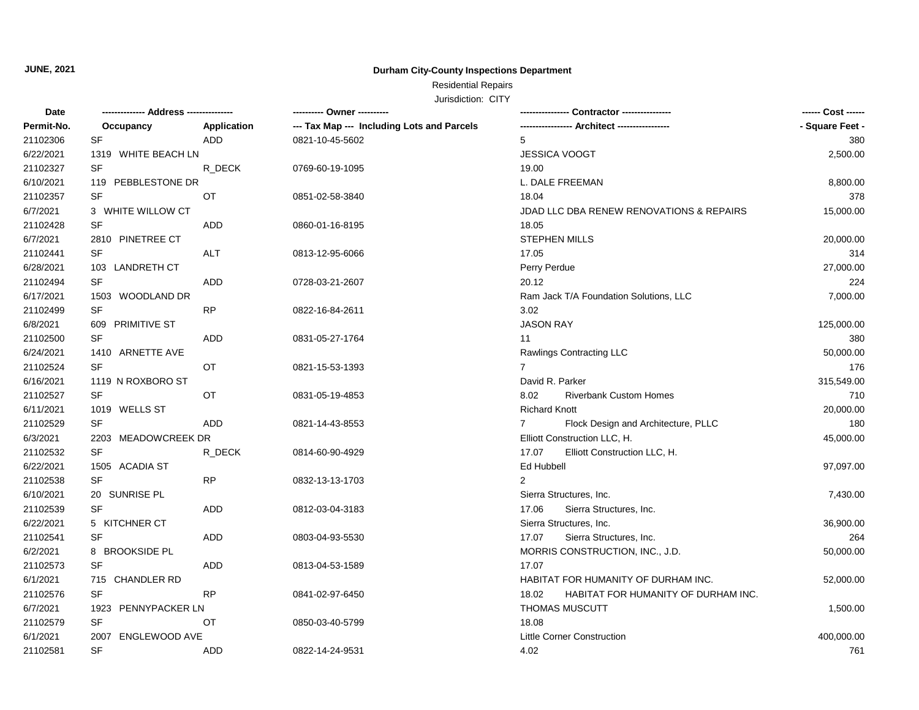**JUNE, 2021**

**Durham City-County Inspections Department**

Residential Repairs

Jurisdiction: CITY

| Date<br>Permit-No. | -------------- Address --------------<br>Occupancy | <br>Application | ---------- Owner ----------<br>--- Tax Map --- Including Lots and Parcels | ---------------- Contractor ----------------<br>----------------- Architect ----------------- | ------ Cost ------<br>- Square Feet - |
|---|---|---|---|---|---|
| 21102306 | SF | ADD | 0821-10-45-5602 | 5 | 380 |
| 6/22/2021 | 1319 WHITE BEACH LN | | | JESSICA VOOGT | 2,500.00 |
| 21102327 | SF | R_DECK | 0769-60-19-1095 | 19.00 | |
| 6/10/2021 | 119 PEBBLESTONE DR | | | L. DALE FREEMAN | 8,800.00 |
| 21102357 | SF | OT | 0851-02-58-3840 | 18.04 | 378 |
| 6/7/2021 | 3 WHITE WILLOW CT | | | JDAD LLC DBA RENEW RENOVATIONS & REPAIRS | 15,000.00 |
| 21102428 | SF | ADD | 0860-01-16-8195 | 18.05 | |
| 6/7/2021 | 2810 PINETREE CT | | | STEPHEN MILLS | 20,000.00 |
| 21102441 | SF | ALT | 0813-12-95-6066 | 17.05 | 314 |
| 6/28/2021 | 103 LANDRETH CT | | | Perry Perdue | 27,000.00 |
| 21102494 | SF | ADD | 0728-03-21-2607 | 20.12 | 224 |
| 6/17/2021 | 1503 WOODLAND DR | | | Ram Jack T/A Foundation Solutions, LLC | 7,000.00 |
| 21102499 | SF | RP | 0822-16-84-2611 | 3.02 | |
| 6/8/2021 | 609 PRIMITIVE ST | | | JASON RAY | 125,000.00 |
| 21102500 | SF | ADD | 0831-05-27-1764 | 11 | 380 |
| 6/24/2021 | 1410 ARNETTE AVE | | | Rawlings Contracting LLC | 50,000.00 |
| 21102524 | SF | OT | 0821-15-53-1393 | 7 | 176 |
| 6/16/2021 | 1119 N ROXBORO ST | | | David R. Parker | 315,549.00 |
| 21102527 | SF | OT | 0831-05-19-4853 | 8.02 Riverbank Custom Homes | 710 |
| 6/11/2021 | 1019 WELLS ST | | | Richard Knott | 20,000.00 |
| 21102529 | SF | ADD | 0821-14-43-8553 | 7 Flock Design and Architecture, PLLC | 180 |
| 6/3/2021 | 2203 MEADOWCREEK DR | | | Elliott Construction LLC, H. | 45,000.00 |
| 21102532 | SF | R_DECK | 0814-60-90-4929 | 17.07 Elliott Construction LLC, H. | |
| 6/22/2021 | 1505 ACADIA ST | | | Ed Hubbell | 97,097.00 |
| 21102538 | SF | RP | 0832-13-13-1703 | 2 | |
| 6/10/2021 | 20 SUNRISE PL | | | Sierra Structures, Inc. | 7,430.00 |
| 21102539 | SF | ADD | 0812-03-04-3183 | 17.06 Sierra Structures, Inc. | |
| 6/22/2021 | 5 KITCHNER CT | | | Sierra Structures, Inc. | 36,900.00 |
| 21102541 | SF | ADD | 0803-04-93-5530 | 17.07 Sierra Structures, Inc. | 264 |
| 6/2/2021 | 8 BROOKSIDE PL | | | MORRIS CONSTRUCTION, INC., J.D. | 50,000.00 |
| 21102573 | SF | ADD | 0813-04-53-1589 | 17.07 | |
| 6/1/2021 | 715 CHANDLER RD | | | HABITAT FOR HUMANITY OF DURHAM INC. | 52,000.00 |
| 21102576 | SF | RP | 0841-02-97-6450 | 18.02 HABITAT FOR HUMANITY OF DURHAM INC. | |
| 6/7/2021 | 1923 PENNYPACKER LN | | | THOMAS MUSCUTT | 1,500.00 |
| 21102579 | SF | OT | 0850-03-40-5799 | 18.08 | |
| 6/1/2021 | 2007 ENGLEWOOD AVE | | | Little Corner Construction | 400,000.00 |
| 21102581 | SF | ADD | 0822-14-24-9531 | 4.02 | 761 |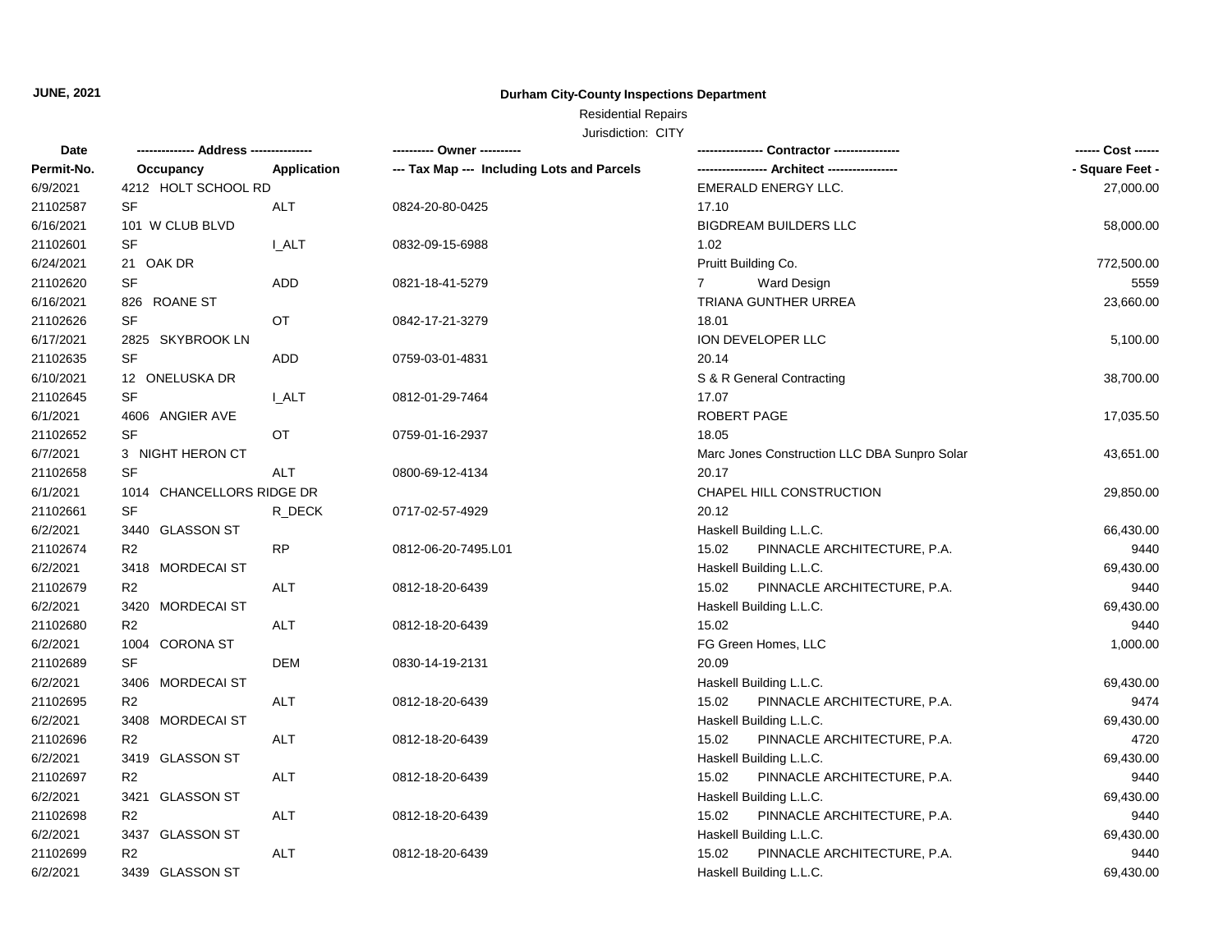**JUNE, 2021**

**Durham City-County Inspections Department**

Residential Repairs

Jurisdiction: CITY

| Date | -------------- Address --------------- | | ---------- Owner ---------- | ---------------- Contractor ---------------- | ------ Cost ------ |
|---|---|---|---|---|---|
| Permit-No. | Occupancy | Application | --- Tax Map --- Including Lots and Parcels | ----------------- Architect ----------------- | - Square Feet - |
| 6/9/2021 | 4212 HOLT SCHOOL RD | | | EMERALD ENERGY LLC. | 27,000.00 |
| 21102587 | SF | ALT | 0824-20-80-0425 | 17.10 | |
| 6/16/2021 | 101 W CLUB BLVD | | | BIGDREAM BUILDERS LLC | 58,000.00 |
| 21102601 | SF | I_ALT | 0832-09-15-6988 | 1.02 | |
| 6/24/2021 | 21 OAK DR | | | Pruitt Building Co. | 772,500.00 |
| 21102620 | SF | ADD | 0821-18-41-5279 | 7 Ward Design | 5559 |
| 6/16/2021 | 826 ROANE ST | | | TRIANA GUNTHER URREA | 23,660.00 |
| 21102626 | SF | OT | 0842-17-21-3279 | 18.01 | |
| 6/17/2021 | 2825 SKYBROOK LN | | | ION DEVELOPER LLC | 5,100.00 |
| 21102635 | SF | ADD | 0759-03-01-4831 | 20.14 | |
| 6/10/2021 | 12 ONELUSKA DR | | | S & R General Contracting | 38,700.00 |
| 21102645 | SF | I_ALT | 0812-01-29-7464 | 17.07 | |
| 6/1/2021 | 4606 ANGIER AVE | | | ROBERT PAGE | 17,035.50 |
| 21102652 | SF | OT | 0759-01-16-2937 | 18.05 | |
| 6/7/2021 | 3 NIGHT HERON CT | | | Marc Jones Construction LLC DBA Sunpro Solar | 43,651.00 |
| 21102658 | SF | ALT | 0800-69-12-4134 | 20.17 | |
| 6/1/2021 | 1014 CHANCELLORS RIDGE DR | | | CHAPEL HILL CONSTRUCTION | 29,850.00 |
| 21102661 | SF | R_DECK | 0717-02-57-4929 | 20.12 | |
| 6/2/2021 | 3440 GLASSON ST | | | Haskell Building L.L.C. | 66,430.00 |
| 21102674 | R2 | RP | 0812-06-20-7495.L01 | 15.02 PINNACLE ARCHITECTURE, P.A. | 9440 |
| 6/2/2021 | 3418 MORDECAI ST | | | Haskell Building L.L.C. | 69,430.00 |
| 21102679 | R2 | ALT | 0812-18-20-6439 | 15.02 PINNACLE ARCHITECTURE, P.A. | 9440 |
| 6/2/2021 | 3420 MORDECAI ST | | | Haskell Building L.L.C. | 69,430.00 |
| 21102680 | R2 | ALT | 0812-18-20-6439 | 15.02 | 9440 |
| 6/2/2021 | 1004 CORONA ST | | | FG Green Homes, LLC | 1,000.00 |
| 21102689 | SF | DEM | 0830-14-19-2131 | 20.09 | |
| 6/2/2021 | 3406 MORDECAI ST | | | Haskell Building L.L.C. | 69,430.00 |
| 21102695 | R2 | ALT | 0812-18-20-6439 | 15.02 PINNACLE ARCHITECTURE, P.A. | 9474 |
| 6/2/2021 | 3408 MORDECAI ST | | | Haskell Building L.L.C. | 69,430.00 |
| 21102696 | R2 | ALT | 0812-18-20-6439 | 15.02 PINNACLE ARCHITECTURE, P.A. | 4720 |
| 6/2/2021 | 3419 GLASSON ST | | | Haskell Building L.L.C. | 69,430.00 |
| 21102697 | R2 | ALT | 0812-18-20-6439 | 15.02 PINNACLE ARCHITECTURE, P.A. | 9440 |
| 6/2/2021 | 3421 GLASSON ST | | | Haskell Building L.L.C. | 69,430.00 |
| 21102698 | R2 | ALT | 0812-18-20-6439 | 15.02 PINNACLE ARCHITECTURE, P.A. | 9440 |
| 6/2/2021 | 3437 GLASSON ST | | | Haskell Building L.L.C. | 69,430.00 |
| 21102699 | R2 | ALT | 0812-18-20-6439 | 15.02 PINNACLE ARCHITECTURE, P.A. | 9440 |
| 6/2/2021 | 3439 GLASSON ST | | | Haskell Building L.L.C. | 69,430.00 |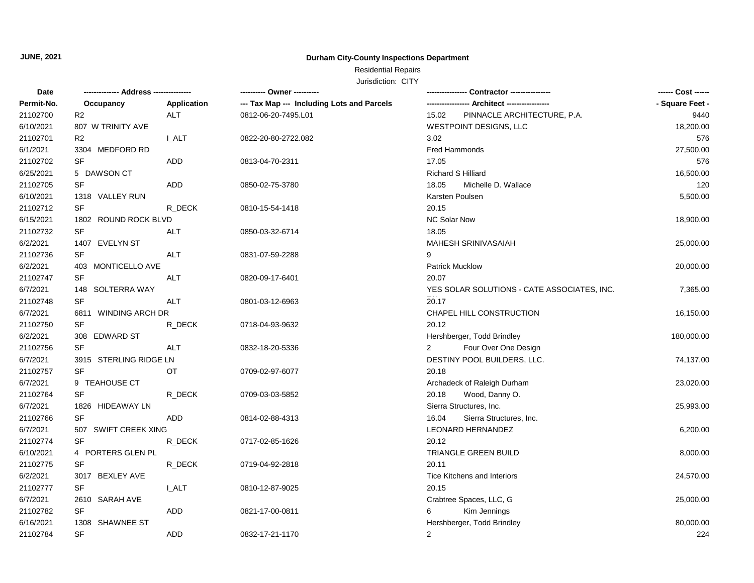**JUNE, 2021**

# Durham City-County Inspections Department

## Residential Repairs

Jurisdiction: CITY

| Date | -------------- Address -------------- | | ---------- Owner ---------- | ---------------- Contractor ---------------- | | ------ Cost ------ |
|---|---|---|---|---|---|---|
| Permit-No. | Occupancy | Application | --- Tax Map --- Including Lots and Parcels | ---------------- Architect ---------------- | | - Square Feet - |
| 21102700 | R2 | ALT | 0812-06-20-7495.L01 | 15.02 | PINNACLE ARCHITECTURE, P.A. | 9440 |
| 6/10/2021 | 807 W TRINITY AVE | | | WESTPOINT DESIGNS, LLC | | 18,200.00 |
| 21102701 | R2 | I_ALT | 0822-20-80-2722.082 | 3.02 | | 576 |
| 6/1/2021 | 3304 MEDFORD RD | | | Fred Hammonds | | 27,500.00 |
| 21102702 | SF | ADD | 0813-04-70-2311 | 17.05 | | 576 |
| 6/25/2021 | 5 DAWSON CT | | | Richard S Hilliard | | 16,500.00 |
| 21102705 | SF | ADD | 0850-02-75-3780 | 18.05 | Michelle D. Wallace | 120 |
| 6/10/2021 | 1318 VALLEY RUN | | | Karsten Poulsen | | 5,500.00 |
| 21102712 | SF | R_DECK | 0810-15-54-1418 | 20.15 | | |
| 6/15/2021 | 1802 ROUND ROCK BLVD | | | NC Solar Now | | 18,900.00 |
| 21102732 | SF | ALT | 0850-03-32-6714 | 18.05 | | |
| 6/2/2021 | 1407 EVELYN ST | | | MAHESH SRINIVASAIAH | | 25,000.00 |
| 21102736 | SF | ALT | 0831-07-59-2288 | 9 | | |
| 6/2/2021 | 403 MONTICELLO AVE | | | Patrick Mucklow | | 20,000.00 |
| 21102747 | SF | ALT | 0820-09-17-6401 | 20.07 | | |
| 6/7/2021 | 148 SOLTERRA WAY | | | YES SOLAR SOLUTIONS - CATE ASSOCIATES, INC. | | 7,365.00 |
| 21102748 | SF | ALT | 0801-03-12-6963 | 20.17 | | |
| 6/7/2021 | 6811 WINDING ARCH DR | | | CHAPEL HILL CONSTRUCTION | | 16,150.00 |
| 21102750 | SF | R_DECK | 0718-04-93-9632 | 20.12 | | |
| 6/2/2021 | 308 EDWARD ST | | | Hershberger, Todd Brindley | | 180,000.00 |
| 21102756 | SF | ALT | 0832-18-20-5336 | 2 | Four Over One Design | |
| 6/7/2021 | 3915 STERLING RIDGE LN | | | DESTINY POOL BUILDERS, LLC. | | 74,137.00 |
| 21102757 | SF | OT | 0709-02-97-6077 | 20.18 | | |
| 6/7/2021 | 9 TEAHOUSE CT | | | Archadeck of Raleigh Durham | | 23,020.00 |
| 21102764 | SF | R_DECK | 0709-03-03-5852 | 20.18 | Wood, Danny O. | |
| 6/7/2021 | 1826 HIDEAWAY LN | | | Sierra Structures, Inc. | | 25,993.00 |
| 21102766 | SF | ADD | 0814-02-88-4313 | 16.04 | Sierra Structures, Inc. | |
| 6/7/2021 | 507 SWIFT CREEK XING | | | LEONARD HERNANDEZ | | 6,200.00 |
| 21102774 | SF | R_DECK | 0717-02-85-1626 | 20.12 | | |
| 6/10/2021 | 4 PORTERS GLEN PL | | | TRIANGLE GREEN BUILD | | 8,000.00 |
| 21102775 | SF | R_DECK | 0719-04-92-2818 | 20.11 | | |
| 6/2/2021 | 3017 BEXLEY AVE | | | Tice Kitchens and Interiors | | 24,570.00 |
| 21102777 | SF | I_ALT | 0810-12-87-9025 | 20.15 | | |
| 6/7/2021 | 2610 SARAH AVE | | | Crabtree Spaces, LLC, G | | 25,000.00 |
| 21102782 | SF | ADD | 0821-17-00-0811 | 6 | Kim Jennings | |
| 6/16/2021 | 1308 SHAWNEE ST | | | Hershberger, Todd Brindley | | 80,000.00 |
| 21102784 | SF | ADD | 0832-17-21-1170 | 2 | | 224 |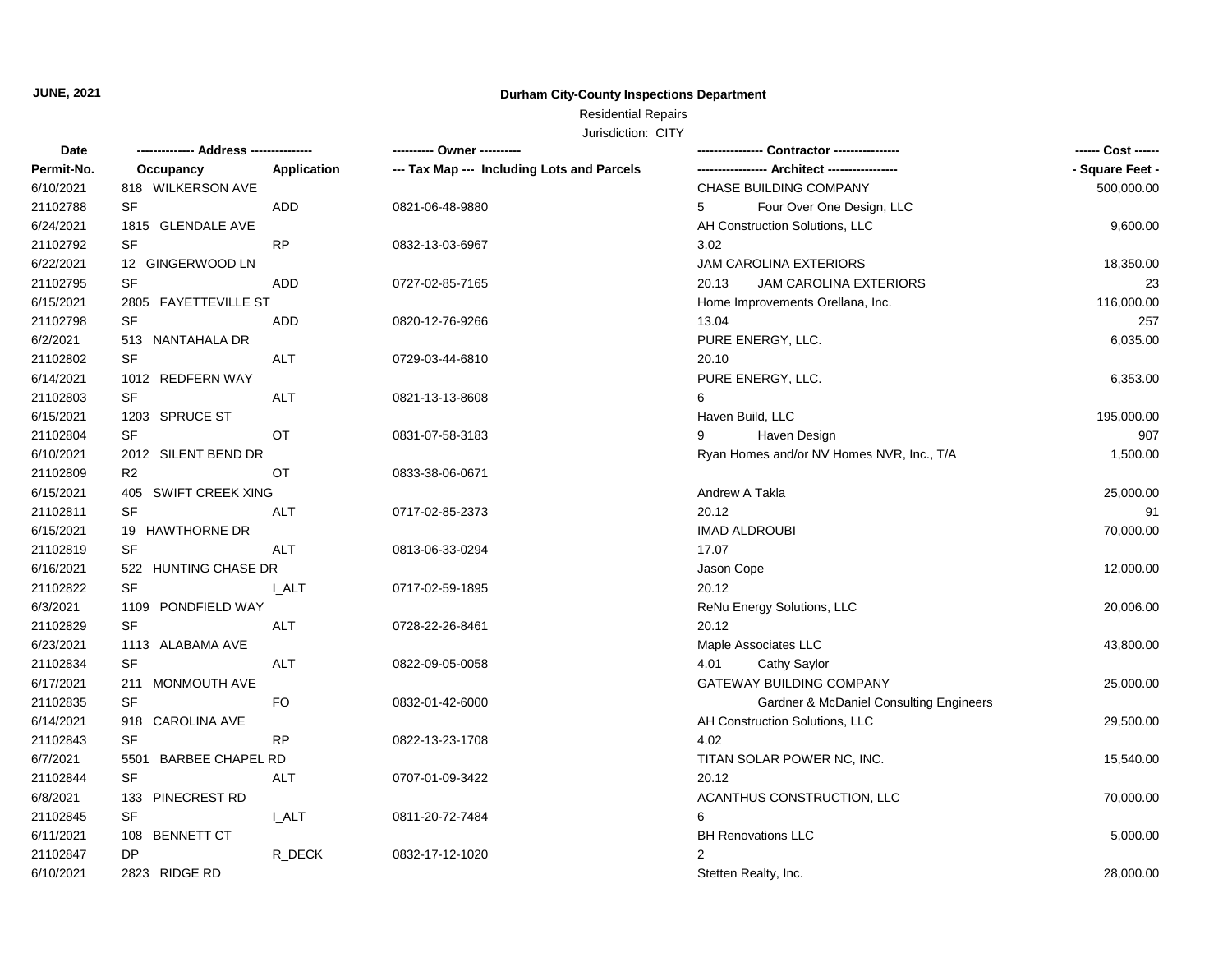**JUNE, 2021**

**Durham City-County Inspections Department**

Residential Repairs

Jurisdiction: CITY

| Date | -------------- Address --------------- | | ---------- Owner ---------- | ---------------- Contractor ---------------- | | ------ Cost ------ |
|---|---|---|---|---|---|---|
| Permit-No. | Occupancy | Application | --- Tax Map --- Including Lots and Parcels | ----------------- Architect ----------------- | | - Square Feet - |
| 6/10/2021 | 818 WILKERSON AVE | | | CHASE BUILDING COMPANY | | 500,000.00 |
| 21102788 | SF | ADD | 0821-06-48-9880 | 5 | Four Over One Design, LLC | |
| 6/24/2021 | 1815 GLENDALE AVE | | | AH Construction Solutions, LLC | | 9,600.00 |
| 21102792 | SF | RP | 0832-13-03-6967 | 3.02 | | |
| 6/22/2021 | 12 GINGERWOOD LN | | | JAM CAROLINA EXTERIORS | | 18,350.00 |
| 21102795 | SF | ADD | 0727-02-85-7165 | 20.13 | JAM CAROLINA EXTERIORS | 23 |
| 6/15/2021 | 2805 FAYETTEVILLE ST | | | Home Improvements Orellana, Inc. | | 116,000.00 |
| 21102798 | SF | ADD | 0820-12-76-9266 | 13.04 | | 257 |
| 6/2/2021 | 513 NANTAHALA DR | | | PURE ENERGY, LLC. | | 6,035.00 |
| 21102802 | SF | ALT | 0729-03-44-6810 | 20.10 | | |
| 6/14/2021 | 1012 REDFERN WAY | | | PURE ENERGY, LLC. | | 6,353.00 |
| 21102803 | SF | ALT | 0821-13-13-8608 | 6 | | |
| 6/15/2021 | 1203 SPRUCE ST | | | Haven Build, LLC | | 195,000.00 |
| 21102804 | SF | OT | 0831-07-58-3183 | 9 | Haven Design | 907 |
| 6/10/2021 | 2012 SILENT BEND DR | | | Ryan Homes and/or NV Homes NVR, Inc., T/A | | 1,500.00 |
| 21102809 | R2 | OT | 0833-38-06-0671 | | | |
| 6/15/2021 | 405 SWIFT CREEK XING | | | Andrew A Takla | | 25,000.00 |
| 21102811 | SF | ALT | 0717-02-85-2373 | 20.12 | | 91 |
| 6/15/2021 | 19 HAWTHORNE DR | | | IMAD ALDROUBI | | 70,000.00 |
| 21102819 | SF | ALT | 0813-06-33-0294 | 17.07 | | |
| 6/16/2021 | 522 HUNTING CHASE DR | | | Jason Cope | | 12,000.00 |
| 21102822 | SF | I_ALT | 0717-02-59-1895 | 20.12 | | |
| 6/3/2021 | 1109 PONDFIELD WAY | | | ReNu Energy Solutions, LLC | | 20,006.00 |
| 21102829 | SF | ALT | 0728-22-26-8461 | 20.12 | | |
| 6/23/2021 | 1113 ALABAMA AVE | | | Maple Associates LLC | | 43,800.00 |
| 21102834 | SF | ALT | 0822-09-05-0058 | 4.01 | Cathy Saylor | |
| 6/17/2021 | 211 MONMOUTH AVE | | | GATEWAY BUILDING COMPANY | | 25,000.00 |
| 21102835 | SF | FO | 0832-01-42-6000 | | Gardner & McDaniel Consulting Engineers | |
| 6/14/2021 | 918 CAROLINA AVE | | | AH Construction Solutions, LLC | | 29,500.00 |
| 21102843 | SF | RP | 0822-13-23-1708 | 4.02 | | |
| 6/7/2021 | 5501 BARBEE CHAPEL RD | | | TITAN SOLAR POWER NC, INC. | | 15,540.00 |
| 21102844 | SF | ALT | 0707-01-09-3422 | 20.12 | | |
| 6/8/2021 | 133 PINECREST RD | | | ACANTHUS CONSTRUCTION, LLC | | 70,000.00 |
| 21102845 | SF | I_ALT | 0811-20-72-7484 | 6 | | |
| 6/11/2021 | 108 BENNETT CT | | | BH Renovations LLC | | 5,000.00 |
| 21102847 | DP | R_DECK | 0832-17-12-1020 | 2 | | |
| 6/10/2021 | 2823 RIDGE RD | | | Stetten Realty, Inc. | | 28,000.00 |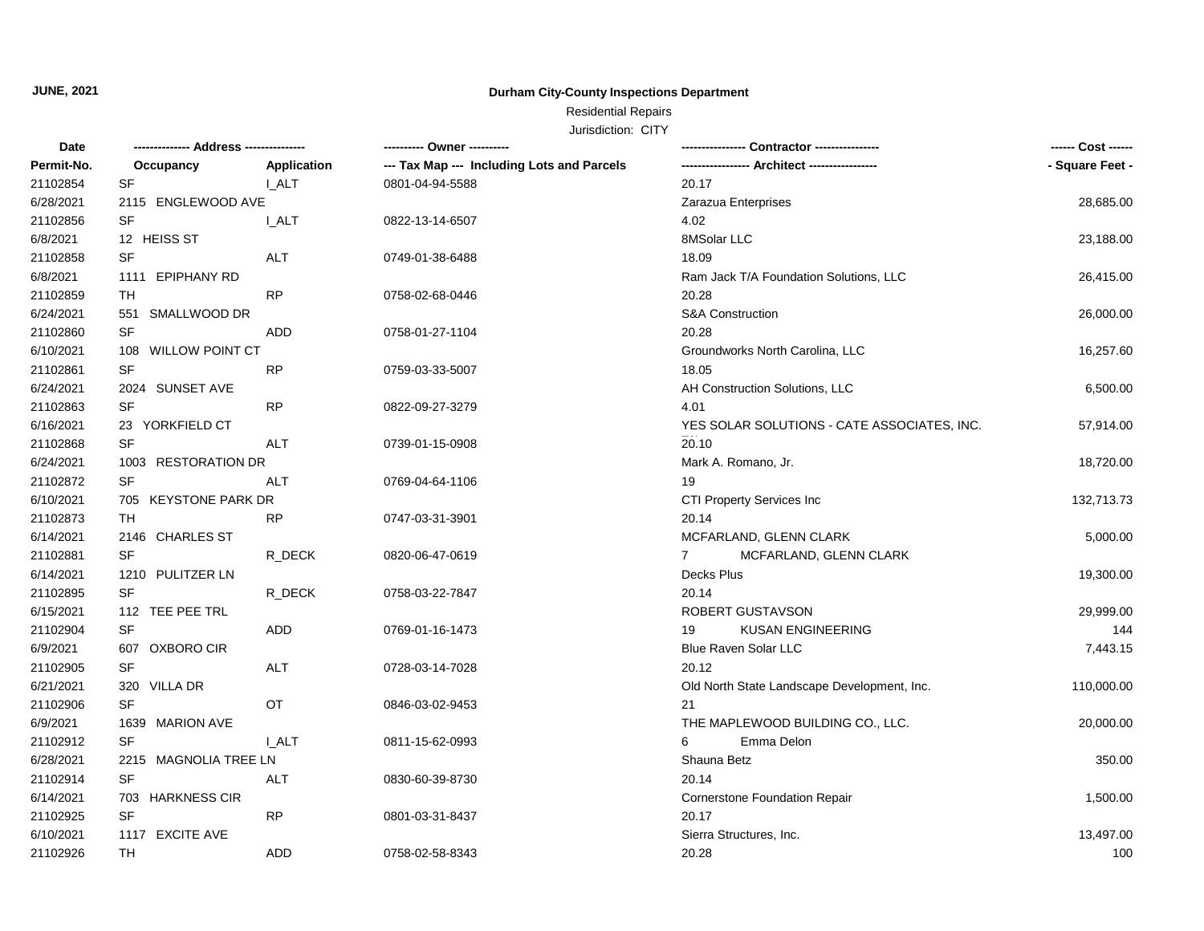**JUNE, 2021**

**Durham City-County Inspections Department**

Residential Repairs

Jurisdiction: CITY

| Date | -------------- Address --------------- | | ---------- Owner ---------- | ---------------- Contractor ---------------- | ------ Cost ------ |
|---|---|---|---|---|---|
| Permit-No. | Occupancy | Application | --- Tax Map --- Including Lots and Parcels | ----------------- Architect ----------------- | - Square Feet - |
| 21102854 | SF | I_ALT | 0801-04-94-5588 | 20.17 | |
| 6/28/2021 | 2115 ENGLEWOOD AVE | | | Zarazua Enterprises | 28,685.00 |
| 21102856 | SF | I_ALT | 0822-13-14-6507 | 4.02 | |
| 6/8/2021 | 12 HEISS ST | | | 8MSolar LLC | 23,188.00 |
| 21102858 | SF | ALT | 0749-01-38-6488 | 18.09 | |
| 6/8/2021 | 1111 EPIPHANY RD | | | Ram Jack T/A Foundation Solutions, LLC | 26,415.00 |
| 21102859 | TH | RP | 0758-02-68-0446 | 20.28 | |
| 6/24/2021 | 551 SMALLWOOD DR | | | S&A Construction | 26,000.00 |
| 21102860 | SF | ADD | 0758-01-27-1104 | 20.28 | |
| 6/10/2021 | 108 WILLOW POINT CT | | | Groundworks North Carolina, LLC | 16,257.60 |
| 21102861 | SF | RP | 0759-03-33-5007 | 18.05 | |
| 6/24/2021 | 2024 SUNSET AVE | | | AH Construction Solutions, LLC | 6,500.00 |
| 21102863 | SF | RP | 0822-09-27-3279 | 4.01 | |
| 6/16/2021 | 23 YORKFIELD CT | | | YES SOLAR SOLUTIONS - CATE ASSOCIATES, INC. | 57,914.00 |
| 21102868 | SF | ALT | 0739-01-15-0908 | 20.10 | |
| 6/24/2021 | 1003 RESTORATION DR | | | Mark A. Romano, Jr. | 18,720.00 |
| 21102872 | SF | ALT | 0769-04-64-1106 | 19 | |
| 6/10/2021 | 705 KEYSTONE PARK DR | | | CTI Property Services Inc | 132,713.73 |
| 21102873 | TH | RP | 0747-03-31-3901 | 20.14 | |
| 6/14/2021 | 2146 CHARLES ST | | | MCFARLAND, GLENN CLARK | 5,000.00 |
| 21102881 | SF | R_DECK | 0820-06-47-0619 | 7 MCFARLAND, GLENN CLARK | |
| 6/14/2021 | 1210 PULITZER LN | | | Decks Plus | 19,300.00 |
| 21102895 | SF | R_DECK | 0758-03-22-7847 | 20.14 | |
| 6/15/2021 | 112 TEE PEE TRL | | | ROBERT GUSTAVSON | 29,999.00 |
| 21102904 | SF | ADD | 0769-01-16-1473 | 19 KUSAN ENGINEERING | 144 |
| 6/9/2021 | 607 OXBORO CIR | | | Blue Raven Solar LLC | 7,443.15 |
| 21102905 | SF | ALT | 0728-03-14-7028 | 20.12 | |
| 6/21/2021 | 320 VILLA DR | | | Old North State Landscape Development, Inc. | 110,000.00 |
| 21102906 | SF | OT | 0846-03-02-9453 | 21 | |
| 6/9/2021 | 1639 MARION AVE | | | THE MAPLEWOOD BUILDING CO., LLC. | 20,000.00 |
| 21102912 | SF | I_ALT | 0811-15-62-0993 | 6 Emma Delon | |
| 6/28/2021 | 2215 MAGNOLIA TREE LN | | | Shauna Betz | 350.00 |
| 21102914 | SF | ALT | 0830-60-39-8730 | 20.14 | |
| 6/14/2021 | 703 HARKNESS CIR | | | Cornerstone Foundation Repair | 1,500.00 |
| 21102925 | SF | RP | 0801-03-31-8437 | 20.17 | |
| 6/10/2021 | 1117 EXCITE AVE | | | Sierra Structures, Inc. | 13,497.00 |
| 21102926 | TH | ADD | 0758-02-58-8343 | 20.28 | 100 |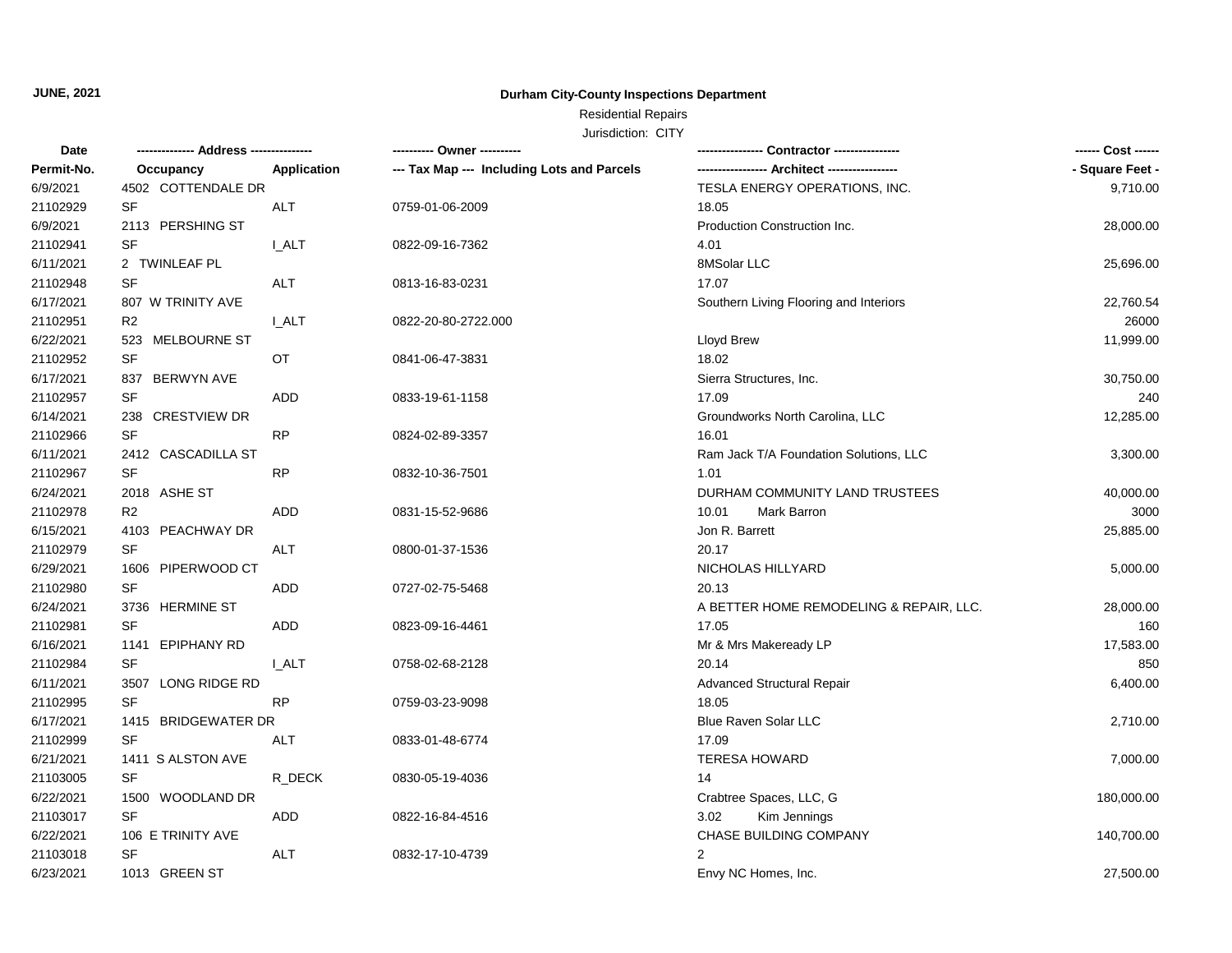**JUNE, 2021**

**Durham City-County Inspections Department**

Residential Repairs

Jurisdiction: CITY

| Date | -------------- Address --------------- | | ---------- Owner ---------- | ---------------- Contractor ---------------- | ------ Cost ------ |
|---|---|---|---|---|---|
| Permit-No. | Occupancy | Application | --- Tax Map --- Including Lots and Parcels | ----------------- Architect ----------------- | - Square Feet - |
| 6/9/2021 | 4502 COTTENDALE DR | | | TESLA ENERGY OPERATIONS, INC. | 9,710.00 |
| 21102929 | SF | ALT | 0759-01-06-2009 | 18.05 | |
| 6/9/2021 | 2113 PERSHING ST | | | Production Construction Inc. | 28,000.00 |
| 21102941 | SF | I_ALT | 0822-09-16-7362 | 4.01 | |
| 6/11/2021 | 2 TWINLEAF PL | | | 8MSolar LLC | 25,696.00 |
| 21102948 | SF | ALT | 0813-16-83-0231 | 17.07 | |
| 6/17/2021 | 807 W TRINITY AVE | | | Southern Living Flooring and Interiors | 22,760.54 |
| 21102951 | R2 | I_ALT | 0822-20-80-2722.000 | | 26000 |
| 6/22/2021 | 523 MELBOURNE ST | | | Lloyd Brew | 11,999.00 |
| 21102952 | SF | OT | 0841-06-47-3831 | 18.02 | |
| 6/17/2021 | 837 BERWYN AVE | | | Sierra Structures, Inc. | 30,750.00 |
| 21102957 | SF | ADD | 0833-19-61-1158 | 17.09 | 240 |
| 6/14/2021 | 238 CRESTVIEW DR | | | Groundworks North Carolina, LLC | 12,285.00 |
| 21102966 | SF | RP | 0824-02-89-3357 | 16.01 | |
| 6/11/2021 | 2412 CASCADILLA ST | | | Ram Jack T/A Foundation Solutions, LLC | 3,300.00 |
| 21102967 | SF | RP | 0832-10-36-7501 | 1.01 | |
| 6/24/2021 | 2018 ASHE ST | | | DURHAM COMMUNITY LAND TRUSTEES | 40,000.00 |
| 21102978 | R2 | ADD | 0831-15-52-9686 | 10.01 Mark Barron | 3000 |
| 6/15/2021 | 4103 PEACHWAY DR | | | Jon R. Barrett | 25,885.00 |
| 21102979 | SF | ALT | 0800-01-37-1536 | 20.17 | |
| 6/29/2021 | 1606 PIPERWOOD CT | | | NICHOLAS HILLYARD | 5,000.00 |
| 21102980 | SF | ADD | 0727-02-75-5468 | 20.13 | |
| 6/24/2021 | 3736 HERMINE ST | | | A BETTER HOME REMODELING & REPAIR, LLC. | 28,000.00 |
| 21102981 | SF | ADD | 0823-09-16-4461 | 17.05 | 160 |
| 6/16/2021 | 1141 EPIPHANY RD | | | Mr & Mrs Makeready LP | 17,583.00 |
| 21102984 | SF | I_ALT | 0758-02-68-2128 | 20.14 | 850 |
| 6/11/2021 | 3507 LONG RIDGE RD | | | Advanced Structural Repair | 6,400.00 |
| 21102995 | SF | RP | 0759-03-23-9098 | 18.05 | |
| 6/17/2021 | 1415 BRIDGEWATER DR | | | Blue Raven Solar LLC | 2,710.00 |
| 21102999 | SF | ALT | 0833-01-48-6774 | 17.09 | |
| 6/21/2021 | 1411 S ALSTON AVE | | | TERESA HOWARD | 7,000.00 |
| 21103005 | SF | R_DECK | 0830-05-19-4036 | 14 | |
| 6/22/2021 | 1500 WOODLAND DR | | | Crabtree Spaces, LLC, G | 180,000.00 |
| 21103017 | SF | ADD | 0822-16-84-4516 | 3.02 Kim Jennings | |
| 6/22/2021 | 106 E TRINITY AVE | | | CHASE BUILDING COMPANY | 140,700.00 |
| 21103018 | SF | ALT | 0832-17-10-4739 | 2 | |
| 6/23/2021 | 1013 GREEN ST | | | Envy NC Homes, Inc. | 27,500.00 |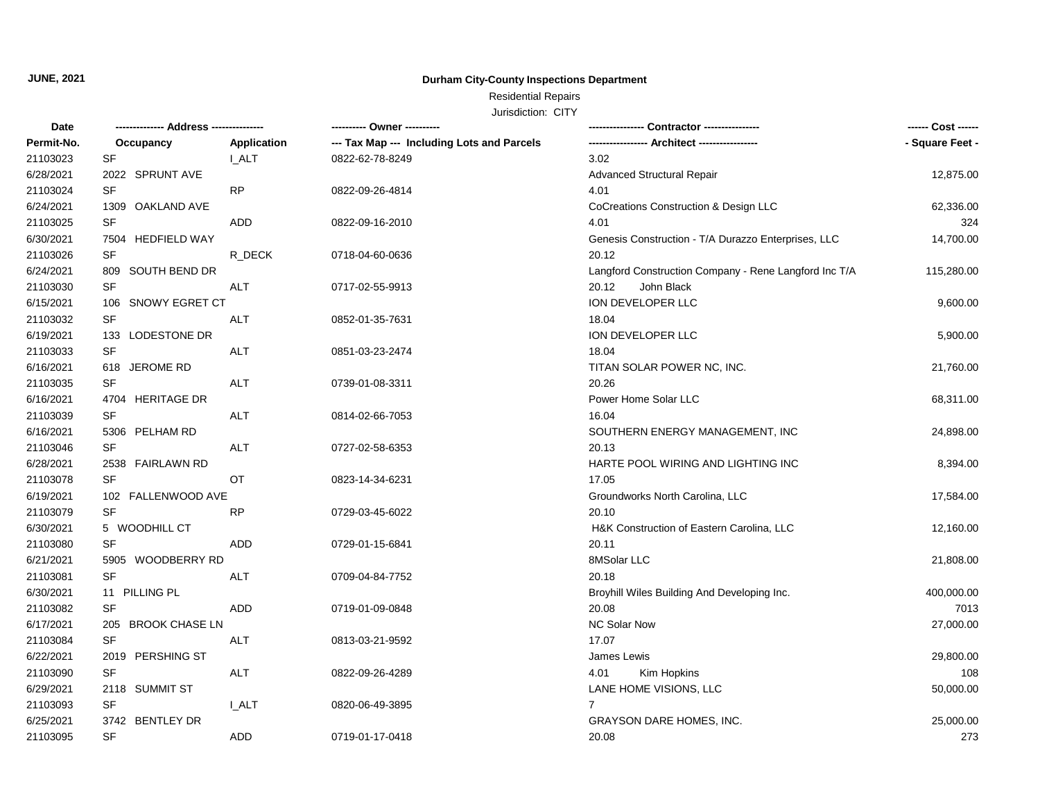**JUNE, 2021**

**Durham City-County Inspections Department**

Residential Repairs

Jurisdiction: CITY

| Date / Permit-No. | Address / Occupancy | Application | Owner / Tax Map --- Including Lots and Parcels | Contractor / Architect | Cost / Square Feet |
|---|---|---|---|---|---|
| 21103023 | SF | I_ALT | 0822-62-78-8249 | 3.02 | |
| 6/28/2021 | 2022 SPRUNT AVE | | | Advanced Structural Repair | 12,875.00 |
| 21103024 | SF | RP | 0822-09-26-4814 | 4.01 | |
| 6/24/2021 | 1309 OAKLAND AVE | | | CoCreations Construction & Design LLC | 62,336.00 |
| 21103025 | SF | ADD | 0822-09-16-2010 | 4.01 | 324 |
| 6/30/2021 | 7504 HEDFIELD WAY | | | Genesis Construction - T/A Durazzo Enterprises, LLC | 14,700.00 |
| 21103026 | SF | R_DECK | 0718-04-60-0636 | 20.12 | |
| 6/24/2021 | 809 SOUTH BEND DR | | | Langford Construction Company - Rene Langford Inc T/A | 115,280.00 |
| 21103030 | SF | ALT | 0717-02-55-9913 | 20.12 John Black | |
| 6/15/2021 | 106 SNOWY EGRET CT | | | ION DEVELOPER LLC | 9,600.00 |
| 21103032 | SF | ALT | 0852-01-35-7631 | 18.04 | |
| 6/19/2021 | 133 LODESTONE DR | | | ION DEVELOPER LLC | 5,900.00 |
| 21103033 | SF | ALT | 0851-03-23-2474 | 18.04 | |
| 6/16/2021 | 618 JEROME RD | | | TITAN SOLAR POWER NC, INC. | 21,760.00 |
| 21103035 | SF | ALT | 0739-01-08-3311 | 20.26 | |
| 6/16/2021 | 4704 HERITAGE DR | | | Power Home Solar LLC | 68,311.00 |
| 21103039 | SF | ALT | 0814-02-66-7053 | 16.04 | |
| 6/16/2021 | 5306 PELHAM RD | | | SOUTHERN ENERGY MANAGEMENT, INC | 24,898.00 |
| 21103046 | SF | ALT | 0727-02-58-6353 | 20.13 | |
| 6/28/2021 | 2538 FAIRLAWN RD | | | HARTE POOL WIRING AND LIGHTING INC | 8,394.00 |
| 21103078 | SF | OT | 0823-14-34-6231 | 17.05 | |
| 6/19/2021 | 102 FALLENWOOD AVE | | | Groundworks North Carolina, LLC | 17,584.00 |
| 21103079 | SF | RP | 0729-03-45-6022 | 20.10 | |
| 6/30/2021 | 5 WOODHILL CT | | | H&K Construction of Eastern Carolina, LLC | 12,160.00 |
| 21103080 | SF | ADD | 0729-01-15-6841 | 20.11 | |
| 6/21/2021 | 5905 WOODBERRY RD | | | 8MSolar LLC | 21,808.00 |
| 21103081 | SF | ALT | 0709-04-84-7752 | 20.18 | |
| 6/30/2021 | 11 PILLING PL | | | Broyhill Wiles Building And Developing Inc. | 400,000.00 |
| 21103082 | SF | ADD | 0719-01-09-0848 | 20.08 | 7013 |
| 6/17/2021 | 205 BROOK CHASE LN | | | NC Solar Now | 27,000.00 |
| 21103084 | SF | ALT | 0813-03-21-9592 | 17.07 | |
| 6/22/2021 | 2019 PERSHING ST | | | James Lewis | 29,800.00 |
| 21103090 | SF | ALT | 0822-09-26-4289 | 4.01 Kim Hopkins | 108 |
| 6/29/2021 | 2118 SUMMIT ST | | | LANE HOME VISIONS, LLC | 50,000.00 |
| 21103093 | SF | I_ALT | 0820-06-49-3895 | 7 | |
| 6/25/2021 | 3742 BENTLEY DR | | | GRAYSON DARE HOMES, INC. | 25,000.00 |
| 21103095 | SF | ADD | 0719-01-17-0418 | 20.08 | 273 |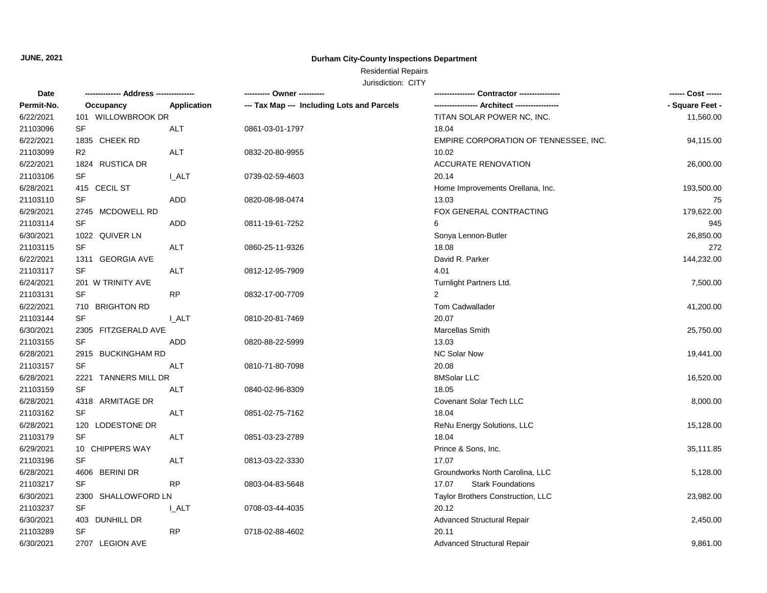**JUNE, 2021**

**Durham City-County Inspections Department**

Residential Repairs

Jurisdiction: CITY

| Date | -------------- Address --------------- | | ---------- Owner ---------- | ---------------- Contractor ---------------- | ------ Cost ------ |
|---|---|---|---|---|---|
| Permit-No. | Occupancy | Application | --- Tax Map --- Including Lots and Parcels | ----------------- Architect ----------------- | - Square Feet - |
| 6/22/2021 | 101 WILLOWBROOK DR | | | TITAN SOLAR POWER NC, INC. | 11,560.00 |
| 21103096 | SF | ALT | 0861-03-01-1797 | 18.04 | |
| 6/22/2021 | 1835 CHEEK RD | | | EMPIRE CORPORATION OF TENNESSEE, INC. | 94,115.00 |
| 21103099 | R2 | ALT | 0832-20-80-9955 | 10.02 | |
| 6/22/2021 | 1824 RUSTICA DR | | | ACCURATE RENOVATION | 26,000.00 |
| 21103106 | SF | I_ALT | 0739-02-59-4603 | 20.14 | |
| 6/28/2021 | 415 CECIL ST | | | Home Improvements Orellana, Inc. | 193,500.00 |
| 21103110 | SF | ADD | 0820-08-98-0474 | 13.03 | 75 |
| 6/29/2021 | 2745 MCDOWELL RD | | | FOX GENERAL CONTRACTING | 179,622.00 |
| 21103114 | SF | ADD | 0811-19-61-7252 | 6 | 945 |
| 6/30/2021 | 1022 QUIVER LN | | | Sonya Lennon-Butler | 26,850.00 |
| 21103115 | SF | ALT | 0860-25-11-9326 | 18.08 | 272 |
| 6/22/2021 | 1311 GEORGIA AVE | | | David R. Parker | 144,232.00 |
| 21103117 | SF | ALT | 0812-12-95-7909 | 4.01 | |
| 6/24/2021 | 201 W TRINITY AVE | | | Turnlight Partners Ltd. | 7,500.00 |
| 21103131 | SF | RP | 0832-17-00-7709 | 2 | |
| 6/22/2021 | 710 BRIGHTON RD | | | Tom Cadwallader | 41,200.00 |
| 21103144 | SF | I_ALT | 0810-20-81-7469 | 20.07 | |
| 6/30/2021 | 2305 FITZGERALD AVE | | | Marcellas Smith | 25,750.00 |
| 21103155 | SF | ADD | 0820-88-22-5999 | 13.03 | |
| 6/28/2021 | 2915 BUCKINGHAM RD | | | NC Solar Now | 19,441.00 |
| 21103157 | SF | ALT | 0810-71-80-7098 | 20.08 | |
| 6/28/2021 | 2221 TANNERS MILL DR | | | 8MSolar LLC | 16,520.00 |
| 21103159 | SF | ALT | 0840-02-96-8309 | 18.05 | |
| 6/28/2021 | 4318 ARMITAGE DR | | | Covenant Solar Tech LLC | 8,000.00 |
| 21103162 | SF | ALT | 0851-02-75-7162 | 18.04 | |
| 6/28/2021 | 120 LODESTONE DR | | | ReNu Energy Solutions, LLC | 15,128.00 |
| 21103179 | SF | ALT | 0851-03-23-2789 | 18.04 | |
| 6/29/2021 | 10 CHIPPERS WAY | | | Prince & Sons, Inc. | 35,111.85 |
| 21103196 | SF | ALT | 0813-03-22-3330 | 17.07 | |
| 6/28/2021 | 4606 BERINI DR | | | Groundworks North Carolina, LLC | 5,128.00 |
| 21103217 | SF | RP | 0803-04-83-5648 | 17.07 Stark Foundations | |
| 6/30/2021 | 2300 SHALLOWFORD LN | | | Taylor Brothers Construction, LLC | 23,982.00 |
| 21103237 | SF | I_ALT | 0708-03-44-4035 | 20.12 | |
| 6/30/2021 | 403 DUNHILL DR | | | Advanced Structural Repair | 2,450.00 |
| 21103289 | SF | RP | 0718-02-88-4602 | 20.11 | |
| 6/30/2021 | 2707 LEGION AVE | | | Advanced Structural Repair | 9,861.00 |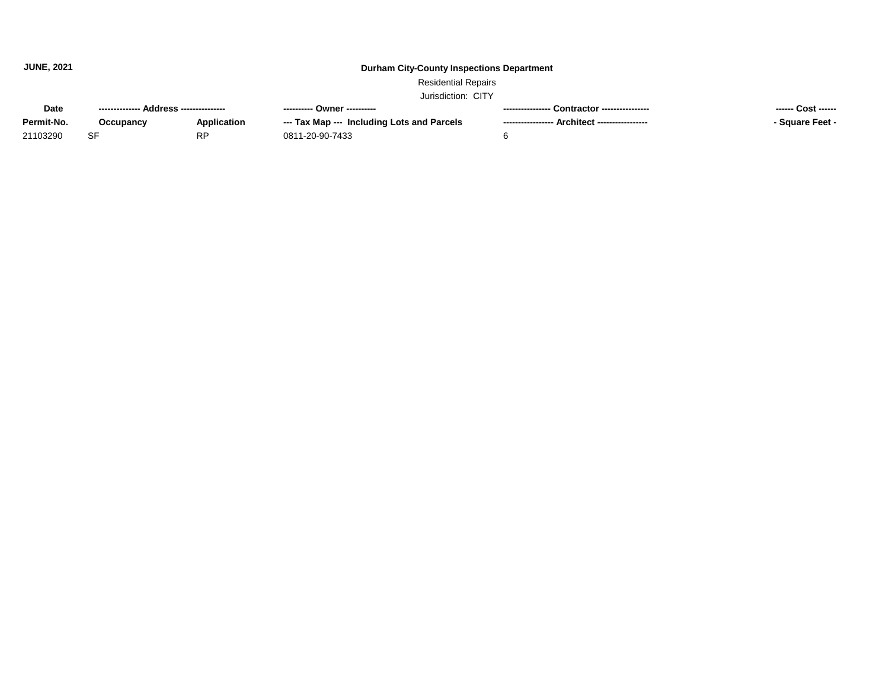**JUNE, 2021**

**Durham City-County Inspections Department**

Residential Repairs

Jurisdiction: CITY

| Date | -------------- Address --------------- | | ---------- Owner ---------- | ---------------- Contractor ---------------- | ------ Cost ------ |
|---|---|---|---|---|---|
| **Permit-No.** | **Occupancy** | **Application** | **--- Tax Map --- Including Lots and Parcels** | **----------------- Architect -----------------** | **- Square Feet -** |
| 21103290 | SF | RP | 0811-20-90-7433 | 6 | |